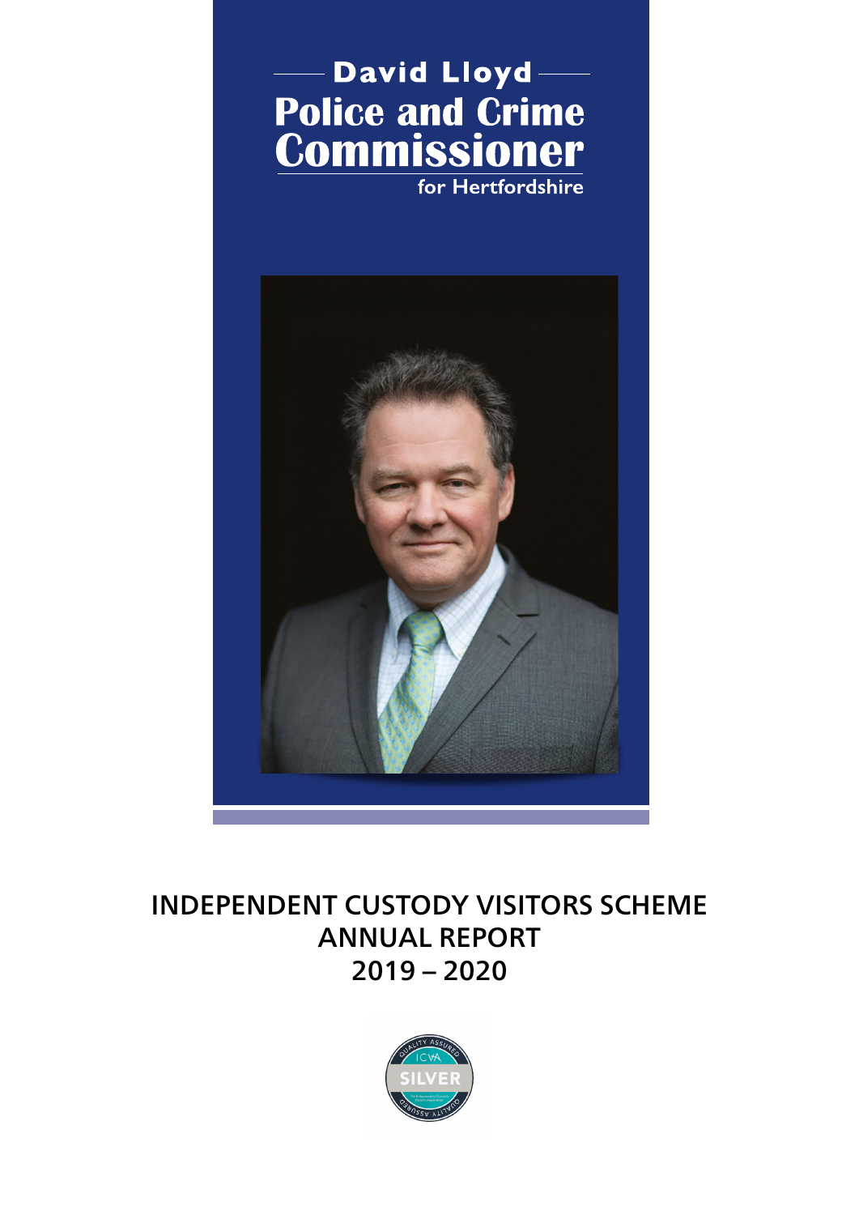David Lloyd

# Police and Crime Commissioner

for Hertfordshire

# INDEPENDENT CUSTODY VISITORS SCHEME ANNUAL REPORT 2019 – 2020

QUALITY ASSURED ICVA SILVER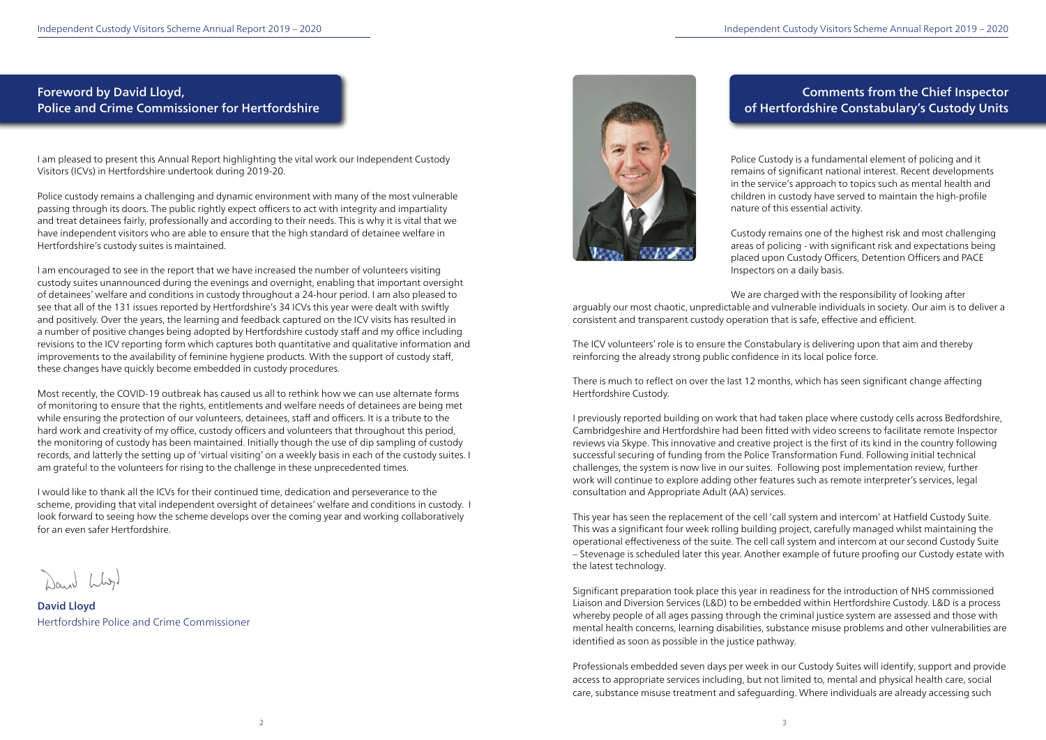## Foreword by David Lloyd, Police and Crime Commissioner for Hertfordshire

I am pleased to present this Annual Report highlighting the vital work our Independent Custody Visitors (ICVs) in Hertfordshire undertook during 2019-20.

Police custody remains a challenging and dynamic environment with many of the most vulnerable passing through its doors. The public rightly expect officers to act with integrity and impartiality and treat detainees fairly, professionally and according to their needs. This is why it is vital that we have independent visitors who are able to ensure that the high standard of detainee welfare in Hertfordshire's custody suites is maintained.

I am encouraged to see in the report that we have increased the number of volunteers visiting custody suites unannounced during the evenings and overnight, enabling that important oversight of detainees' welfare and conditions in custody throughout a 24-hour period. I am also pleased to see that all of the 131 issues reported by Hertfordshire's 34 ICVs this year were dealt with swiftly and positively. Over the years, the learning and feedback captured on the ICV visits has resulted in a number of positive changes being adopted by Hertfordshire custody staff and my office including revisions to the ICV reporting form which captures both quantitative and qualitative information and improvements to the availability of feminine hygiene products. With the support of custody staff, these changes have quickly become embedded in custody procedures.

Most recently, the COVID-19 outbreak has caused us all to rethink how we can use alternate forms of monitoring to ensure that the rights, entitlements and welfare needs of detainees are being met while ensuring the protection of our volunteers, detainees, staff and officers. It is a tribute to the hard work and creativity of my office, custody officers and volunteers that throughout this period, the monitoring of custody has been maintained. Initially though the use of dip sampling of custody records, and latterly the setting up of 'virtual visiting' on a weekly basis in each of the custody suites. I am grateful to the volunteers for rising to the challenge in these unprecedented times.

I would like to thank all the ICVs for their continued time, dedication and perseverance to the scheme, providing that vital independent oversight of detainees' welfare and conditions in custody. I look forward to seeing how the scheme develops over the coming year and working collaboratively for an even safer Hertfordshire.

**David Lloyd**
Hertfordshire Police and Crime Commissioner

## Comments from the Chief Inspector of Hertfordshire Constabulary's Custody Units

Police Custody is a fundamental element of policing and it remains of significant national interest. Recent developments in the service's approach to topics such as mental health and children in custody have served to maintain the high-profile nature of this essential activity.

Custody remains one of the highest risk and most challenging areas of policing - with significant risk and expectations being placed upon Custody Officers, Detention Officers and PACE Inspectors on a daily basis.

We are charged with the responsibility of looking after arguably our most chaotic, unpredictable and vulnerable individuals in society. Our aim is to deliver a consistent and transparent custody operation that is safe, effective and efficient.

The ICV volunteers' role is to ensure the Constabulary is delivering upon that aim and thereby reinforcing the already strong public confidence in its local police force.

There is much to reflect on over the last 12 months, which has seen significant change affecting Hertfordshire Custody.

I previously reported building on work that had taken place where custody cells across Bedfordshire, Cambridgeshire and Hertfordshire had been fitted with video screens to facilitate remote Inspector reviews via Skype. This innovative and creative project is the first of its kind in the country following successful securing of funding from the Police Transformation Fund. Following initial technical challenges, the system is now live in our suites. Following post implementation review, further work will continue to explore adding other features such as remote interpreter's services, legal consultation and Appropriate Adult (AA) services.

This year has seen the replacement of the cell 'call system and intercom' at Hatfield Custody Suite. This was a significant four week rolling building project, carefully managed whilst maintaining the operational effectiveness of the suite. The cell call system and intercom at our second Custody Suite – Stevenage is scheduled later this year. Another example of future proofing our Custody estate with the latest technology.

Significant preparation took place this year in readiness for the introduction of NHS commissioned Liaison and Diversion Services (L&D) to be embedded within Hertfordshire Custody. L&D is a process whereby people of all ages passing through the criminal justice system are assessed and those with mental health concerns, learning disabilities, substance misuse problems and other vulnerabilities are identified as soon as possible in the justice pathway.

Professionals embedded seven days per week in our Custody Suites will identify, support and provide access to appropriate services including, but not limited to, mental and physical health care, social care, substance misuse treatment and safeguarding. Where individuals are already accessing such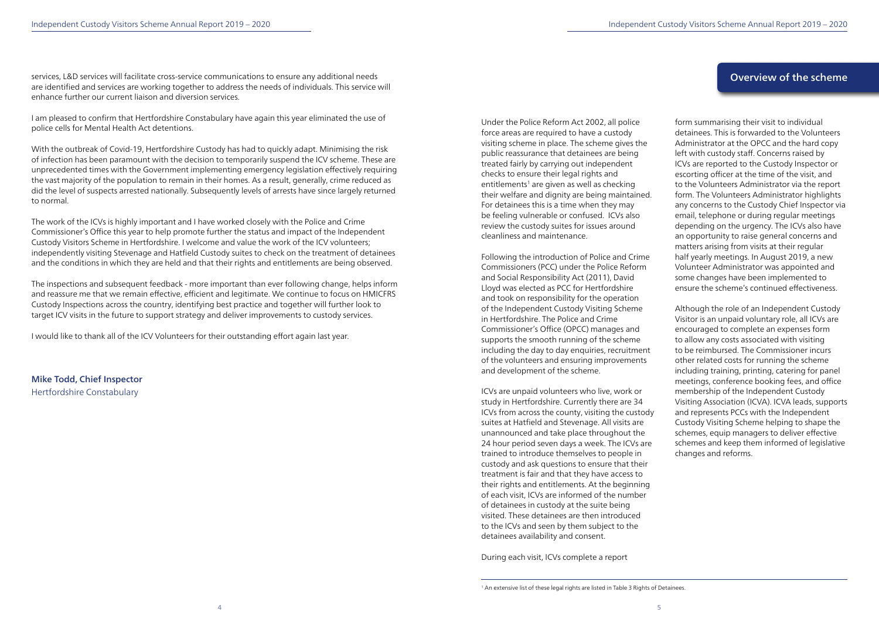services, L&D services will facilitate cross-service communications to ensure any additional needs are identified and services are working together to address the needs of individuals. This service will enhance further our current liaison and diversion services.

I am pleased to confirm that Hertfordshire Constabulary have again this year eliminated the use of police cells for Mental Health Act detentions.

With the outbreak of Covid-19, Hertfordshire Custody has had to quickly adapt. Minimising the risk of infection has been paramount with the decision to temporarily suspend the ICV scheme. These are unprecedented times with the Government implementing emergency legislation effectively requiring the vast majority of the population to remain in their homes. As a result, generally, crime reduced as did the level of suspects arrested nationally. Subsequently levels of arrests have since largely returned to normal.

The work of the ICVs is highly important and I have worked closely with the Police and Crime Commissioner's Office this year to help promote further the status and impact of the Independent Custody Visitors Scheme in Hertfordshire. I welcome and value the work of the ICV volunteers; independently visiting Stevenage and Hatfield Custody suites to check on the treatment of detainees and the conditions in which they are held and that their rights and entitlements are being observed.

The inspections and subsequent feedback - more important than ever following change, helps inform and reassure me that we remain effective, efficient and legitimate. We continue to focus on HMICFRS Custody Inspections across the country, identifying best practice and together will further look to target ICV visits in the future to support strategy and deliver improvements to custody services.

I would like to thank all of the ICV Volunteers for their outstanding effort again last year.

**Mike Todd, Chief Inspector**
Hertfordshire Constabulary

## Overview of the scheme

Under the Police Reform Act 2002, all police force areas are required to have a custody visiting scheme in place. The scheme gives the public reassurance that detainees are being treated fairly by carrying out independent checks to ensure their legal rights and entitlements[1] are given as well as checking their welfare and dignity are being maintained. For detainees this is a time when they may be feeling vulnerable or confused. ICVs also review the custody suites for issues around cleanliness and maintenance.

Following the introduction of Police and Crime Commissioners (PCC) under the Police Reform and Social Responsibility Act (2011), David Lloyd was elected as PCC for Hertfordshire and took on responsibility for the operation of the Independent Custody Visiting Scheme in Hertfordshire. The Police and Crime Commissioner's Office (OPCC) manages and supports the smooth running of the scheme including the day to day enquiries, recruitment of the volunteers and ensuring improvements and development of the scheme.

ICVs are unpaid volunteers who live, work or study in Hertfordshire. Currently there are 34 ICVs from across the county, visiting the custody suites at Hatfield and Stevenage. All visits are unannounced and take place throughout the 24 hour period seven days a week. The ICVs are trained to introduce themselves to people in custody and ask questions to ensure that their treatment is fair and that they have access to their rights and entitlements. At the beginning of each visit, ICVs are informed of the number of detainees in custody at the suite being visited. These detainees are then introduced to the ICVs and seen by them subject to the detainees availability and consent.

During each visit, ICVs complete a report form summarising their visit to individual detainees. This is forwarded to the Volunteers Administrator at the OPCC and the hard copy left with custody staff. Concerns raised by ICVs are reported to the Custody Inspector or escorting officer at the time of the visit, and to the Volunteers Administrator via the report form. The Volunteers Administrator highlights any concerns to the Custody Chief Inspector via email, telephone or during regular meetings depending on the urgency. The ICVs also have an opportunity to raise general concerns and matters arising from visits at their regular half yearly meetings. In August 2019, a new Volunteer Administrator was appointed and some changes have been implemented to ensure the scheme's continued effectiveness.

Although the role of an Independent Custody Visitor is an unpaid voluntary role, all ICVs are encouraged to complete an expenses form to allow any costs associated with visiting to be reimbursed. The Commissioner incurs other related costs for running the scheme including training, printing, catering for panel meetings, conference booking fees, and office membership of the Independent Custody Visiting Association (ICVA). ICVA leads, supports and represents PCCs with the Independent Custody Visiting Scheme helping to shape the schemes, equip managers to deliver effective schemes and keep them informed of legislative changes and reforms.

[1] An extensive list of these legal rights are listed in Table 3 Rights of Detainees.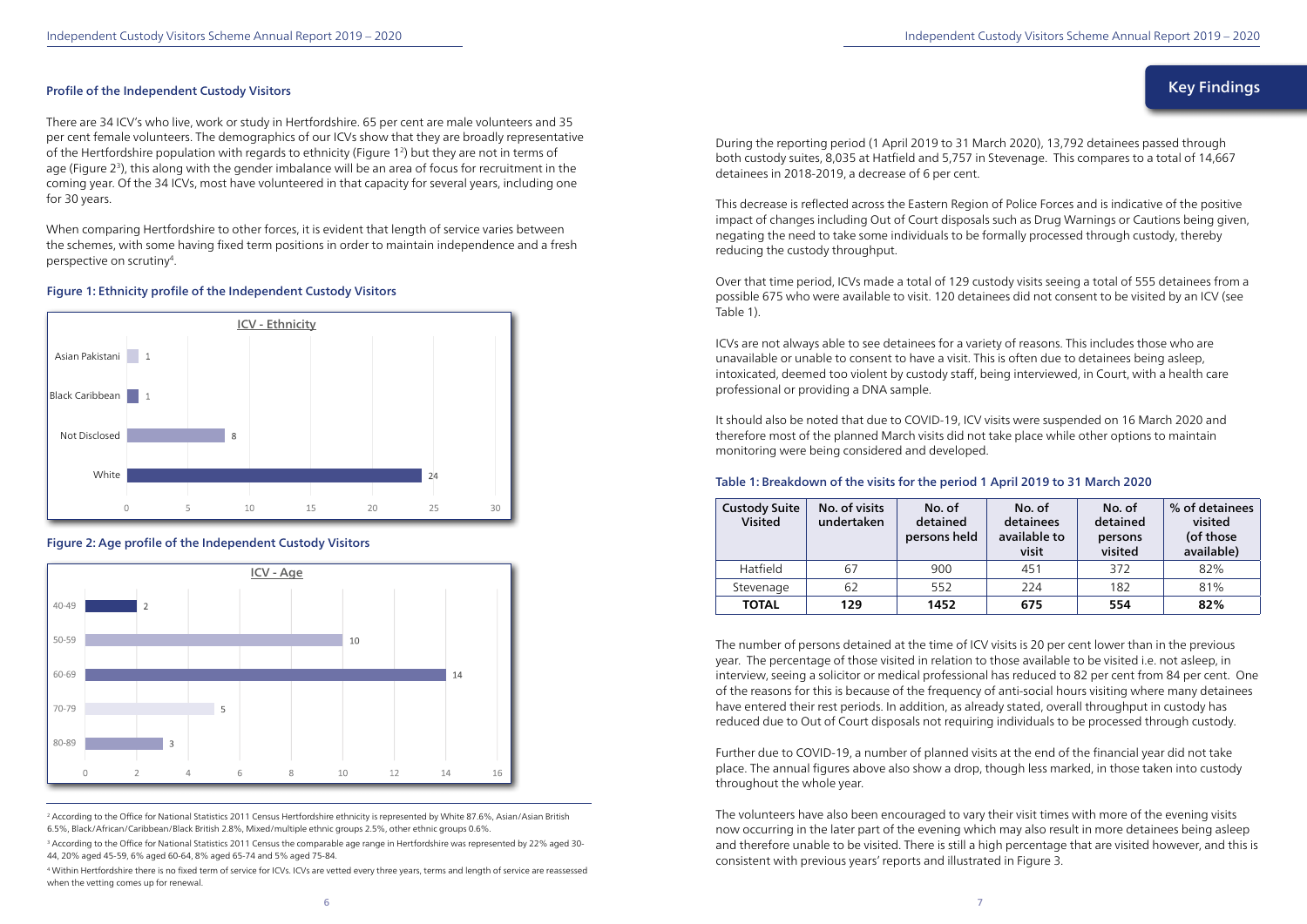## Profile of the Independent Custody Visitors

There are 34 ICV's who live, work or study in Hertfordshire. 65 per cent are male volunteers and 35 per cent female volunteers. The demographics of our ICVs show that they are broadly representative of the Hertfordshire population with regards to ethnicity (Figure 1[2]) but they are not in terms of age (Figure 2[3]), this along with the gender imbalance will be an area of focus for recruitment in the coming year. Of the 34 ICVs, most have volunteered in that capacity for several years, including one for 30 years.

When comparing Hertfordshire to other forces, it is evident that length of service varies between the schemes, with some having fixed term positions in order to maintain independence and a fresh perspective on scrutiny[4].

### Figure 1: Ethnicity profile of the Independent Custody Visitors

ICV - Ethnicity

| Ethnicity | Number |
|---|---|
| Asian Pakistani | 1 |
| Black Caribbean | 1 |
| Not Disclosed | 8 |
| White | 24 |

### Figure 2: Age profile of the Independent Custody Visitors

ICV - Age

| Age | Number |
|---|---|
| 40-49 | 2 |
| 50-59 | 10 |
| 60-69 | 14 |
| 70-79 | 5 |
| 80-89 | 3 |

[2] According to the Office for National Statistics 2011 Census Hertfordshire ethnicity is represented by White 87.6%, Asian/Asian British 6.5%, Black/African/Caribbean/Black British 2.8%, Mixed/multiple ethnic groups 2.5%, other ethnic groups 0.6%.

[3] According to the Office for National Statistics 2011 Census the comparable age range in Hertfordshire was represented by 22% aged 30-44, 20% aged 45-59, 6% aged 60-64, 8% aged 65-74 and 5% aged 75-84.

[4] Within Hertfordshire there is no fixed term of service for ICVs. ICVs are vetted every three years, terms and length of service are reassessed when the vetting comes up for renewal.

## Key Findings

During the reporting period (1 April 2019 to 31 March 2020), 13,792 detainees passed through both custody suites, 8,035 at Hatfield and 5,757 in Stevenage. This compares to a total of 14,667 detainees in 2018-2019, a decrease of 6 per cent.

This decrease is reflected across the Eastern Region of Police Forces and is indicative of the positive impact of changes including Out of Court disposals such as Drug Warnings or Cautions being given, negating the need to take some individuals to be formally processed through custody, thereby reducing the custody throughput.

Over that time period, ICVs made a total of 129 custody visits seeing a total of 555 detainees from a possible 675 who were available to visit. 120 detainees did not consent to be visited by an ICV (see Table 1).

ICVs are not always able to see detainees for a variety of reasons. This includes those who are unavailable or unable to consent to have a visit. This is often due to detainees being asleep, intoxicated, deemed too violent by custody staff, being interviewed, in Court, with a health care professional or providing a DNA sample.

It should also be noted that due to COVID-19, ICV visits were suspended on 16 March 2020 and therefore most of the planned March visits did not take place while other options to maintain monitoring were being considered and developed.

### Table 1: Breakdown of the visits for the period 1 April 2019 to 31 March 2020

| Custody Suite Visited | No. of visits undertaken | No. of detained persons held | No. of detainees available to visit | No. of detained persons visited | % of detainees visited (of those available) |
|---|---|---|---|---|---|
| Hatfield | 67 | 900 | 451 | 372 | 82% |
| Stevenage | 62 | 552 | 224 | 182 | 81% |
| **TOTAL** | **129** | **1452** | **675** | **554** | **82%** |

The number of persons detained at the time of ICV visits is 20 per cent lower than in the previous year. The percentage of those visited in relation to those available to be visited i.e. not asleep, in interview, seeing a solicitor or medical professional has reduced to 82 per cent from 84 per cent. One of the reasons for this is because of the frequency of anti-social hours visiting where many detainees have entered their rest periods. In addition, as already stated, overall throughput in custody has reduced due to Out of Court disposals not requiring individuals to be processed through custody.

Further due to COVID-19, a number of planned visits at the end of the financial year did not take place. The annual figures above also show a drop, though less marked, in those taken into custody throughout the whole year.

The volunteers have also been encouraged to vary their visit times with more of the evening visits now occurring in the later part of the evening which may also result in more detainees being asleep and therefore unable to be visited. There is still a high percentage that are visited however, and this is consistent with previous years' reports and illustrated in Figure 3.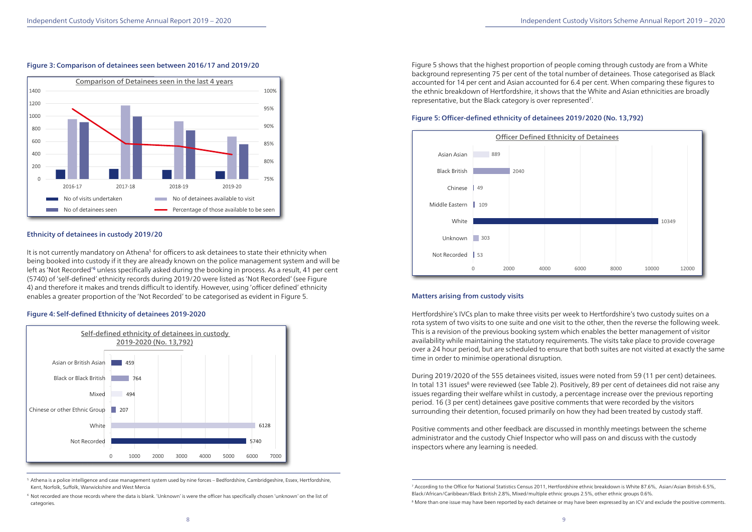### Figure 3: Comparison of detainees seen between 2016/17 and 2019/20

**Comparison of Detainees seen in the last 4 years**

| | 2016-17 | 2017-18 | 2018-19 | 2019-20 |
|---|---|---|---|---|
| No of visits undertaken | | | | |
| No of detainees available to visit | | | | |
| No of detainees seen | | | | |
| Percentage of those available to be seen | | | | |

### Ethnicity of detainees in custody 2019/20

It is not currently mandatory on Athena[5] for officers to ask detainees to state their ethnicity when being booked into custody if it they are already known on the police management system and will be left as 'Not Recorded'[6] unless specifically asked during the booking in process. As a result, 41 per cent (5740) of 'self-defined' ethnicity records during 2019/20 were listed as 'Not Recorded' (see Figure 4) and therefore it makes and trends difficult to identify. However, using 'officer defined' ethnicity enables a greater proportion of the 'Not Recorded' to be categorised as evident in Figure 5.

### Figure 4: Self-defined Ethnicity of detainees 2019-2020

**Self-defined ethnicity of detainees in custody 2019-2020 (No. 13,792)**

| Ethnicity | Number |
|---|---|
| Asian or British Asian | 459 |
| Black or Black British | 764 |
| Mixed | 494 |
| Chinese or other Ethnic Group | 207 |
| White | 6128 |
| Not Recorded | 5740 |

Figure 5 shows that the highest proportion of people coming through custody are from a White background representing 75 per cent of the total number of detainees. Those categorised as Black accounted for 14 per cent and Asian accounted for 6.4 per cent. When comparing these figures to the ethnic breakdown of Hertfordshire, it shows that the White and Asian ethnicities are broadly representative, but the Black category is over represented[7].

### Figure 5: Officer-defined ethnicity of detainees 2019/2020 (No. 13,792)

**Officer Defined Ethnicity of Detainees**

| Ethnicity | Number |
|---|---|
| Asian Asian | 889 |
| Black British | 2040 |
| Chinese | 49 |
| Middle Eastern | 109 |
| White | 10349 |
| Unknown | 303 |
| Not Recorded | 53 |

### Matters arising from custody visits

Hertfordshire's IVCs plan to make three visits per week to Hertfordshire's two custody suites on a rota system of two visits to one suite and one visit to the other, then the reverse the following week. This is a revision of the previous booking system which enables the better management of visitor availability while maintaining the statutory requirements. The visits take place to provide coverage over a 24 hour period, but are scheduled to ensure that both suites are not visited at exactly the same time in order to minimise operational disruption.

During 2019/2020 of the 555 detainees visited, issues were noted from 59 (11 per cent) detainees. In total 131 issues[8] were reviewed (see Table 2). Positively, 89 per cent of detainees did not raise any issues regarding their welfare whilst in custody, a percentage increase over the previous reporting period. 16 (3 per cent) detainees gave positive comments that were recorded by the visitors surrounding their detention, focused primarily on how they had been treated by custody staff.

Positive comments and other feedback are discussed in monthly meetings between the scheme administrator and the custody Chief Inspector who will pass on and discuss with the custody inspectors where any learning is needed.

---

[5] Athena is a police intelligence and case management system used by nine forces – Bedfordshire, Cambridgeshire, Essex, Hertfordshire, Kent, Norfolk, Suffolk, Warwickshire and West Mercia

[6] Not recorded are those records where the data is blank. 'Unknown' is were the officer has specifically chosen 'unknown' on the list of categories.

[7] According to the Office for National Statistics Census 2011, Hertfordshire ethnic breakdown is White 87.6%, Asian/Asian British 6.5%, Black/African/Caribbean/Black British 2.8%, Mixed/multiple ethnic groups 2.5%, other ethnic groups 0.6%.

[8] More than one issue may have been reported by each detainee or may have been expressed by an ICV and exclude the positive comments.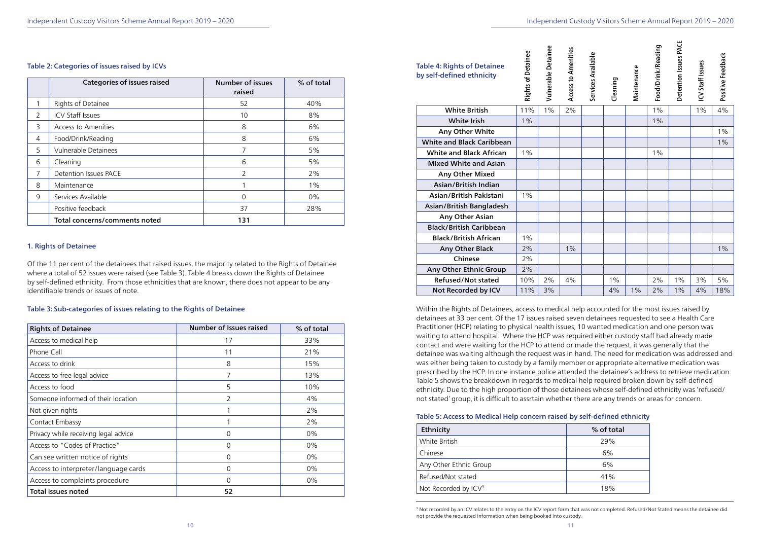### Table 2: Categories of issues raised by ICVs

| | Categories of issues raised | Number of issues raised | % of total |
|---|---|---|---|
| 1 | Rights of Detainee | 52 | 40% |
| 2 | ICV Staff Issues | 10 | 8% |
| 3 | Access to Amenities | 8 | 6% |
| 4 | Food/Drink/Reading | 8 | 6% |
| 5 | Vulnerable Detainees | 7 | 5% |
| 6 | Cleaning | 6 | 5% |
| 7 | Detention Issues PACE | 2 | 2% |
| 8 | Maintenance | 1 | 1% |
| 9 | Services Available | 0 | 0% |
| | Positive feedback | 37 | 28% |
| | **Total concerns/comments noted** | **131** | |

### 1. Rights of Detainee

Of the 11 per cent of the detainees that raised issues, the majority related to the Rights of Detainee where a total of 52 issues were raised (see Table 3). Table 4 breaks down the Rights of Detainee by self-defined ethnicity. From those ethnicities that are known, there does not appear to be any identifiable trends or issues of note.

### Table 3: Sub-categories of issues relating to the Rights of Detainee

| Rights of Detainee | Number of Issues raised | % of total |
|---|---|---|
| Access to medical help | 17 | 33% |
| Phone Call | 11 | 21% |
| Access to drink | 8 | 15% |
| Access to free legal advice | 7 | 13% |
| Access to food | 5 | 10% |
| Someone informed of their location | 2 | 4% |
| Not given rights | 1 | 2% |
| Contact Embassy | 1 | 2% |
| Privacy while receiving legal advice | 0 | 0% |
| Access to "Codes of Practice" | 0 | 0% |
| Can see written notice of rights | 0 | 0% |
| Access to interpreter/language cards | 0 | 0% |
| Access to complaints procedure | 0 | 0% |
| **Total issues noted** | **52** | |

### Table 4: Rights of Detainee by self-defined ethnicity

| | Rights of Detainee | Vulnerable Detainee | Access to Amenities | Services Available | Cleaning | Maintenance | Food/Drink/Reading | Detention Issues PACE | ICV Staff Issues | Positive Feedback |
|---|---|---|---|---|---|---|---|---|---|---|
| **White British** | 11% | 1% | 2% | | | | 1% | | 1% | 4% |
| **White Irish** | 1% | | | | | | 1% | | | |
| **Any Other White** | | | | | | | | | | 1% |
| **White and Black Caribbean** | | | | | | | | | | 1% |
| **White and Black African** | 1% | | | | | | 1% | | | |
| **Mixed White and Asian** | | | | | | | | | | |
| **Any Other Mixed** | | | | | | | | | | |
| **Asian/British Indian** | | | | | | | | | | |
| **Asian/British Pakistani** | 1% | | | | | | | | | |
| **Asian/British Bangladesh** | | | | | | | | | | |
| **Any Other Asian** | | | | | | | | | | |
| **Black/British Caribbean** | | | | | | | | | | |
| **Black/British African** | 1% | | | | | | | | | |
| **Any Other Black** | 2% | | 1% | | | | | | | 1% |
| **Chinese** | 2% | | | | | | | | | |
| **Any Other Ethnic Group** | 2% | | | | | | | | | |
| **Refused/Not stated** | 10% | 2% | 4% | | 1% | | 2% | 1% | 3% | 5% |
| **Not Recorded by ICV** | 11% | 3% | | | 4% | 1% | 2% | 1% | 4% | 18% |

Within the Rights of Detainees, access to medical help accounted for the most issues raised by detainees at 33 per cent. Of the 17 issues raised seven detainees requested to see a Health Care Practitioner (HCP) relating to physical health issues, 10 wanted medication and one person was waiting to attend hospital. Where the HCP was required either custody staff had already made contact and were waiting for the HCP to attend or made the request, it was generally that the detainee was waiting although the request was in hand. The need for medication was addressed and was either being taken to custody by a family member or appropriate alternative medication was prescribed by the HCP. In one instance police attended the detainee's address to retrieve medication. Table 5 shows the breakdown in regards to medical help required broken down by self-defined ethnicity. Due to the high proportion of those detainees whose self-defined ethnicity was 'refused/not stated' group, it is difficult to asrrtain whether there are any trends or areas for concern.

### Table 5: Access to Medical Help concern raised by self-defined ethnicity

| Ethnicity | % of total |
|---|---|
| White British | 29% |
| Chinese | 6% |
| Any Other Ethnic Group | 6% |
| Refused/Not stated | 41% |
| Not Recorded by ICV[9] | 18% |

[9] Not recorded by an ICV relates to the entry on the ICV report form that was not completed. Refused/Not Stated means the detainee did not provide the requested information when being booked into custody.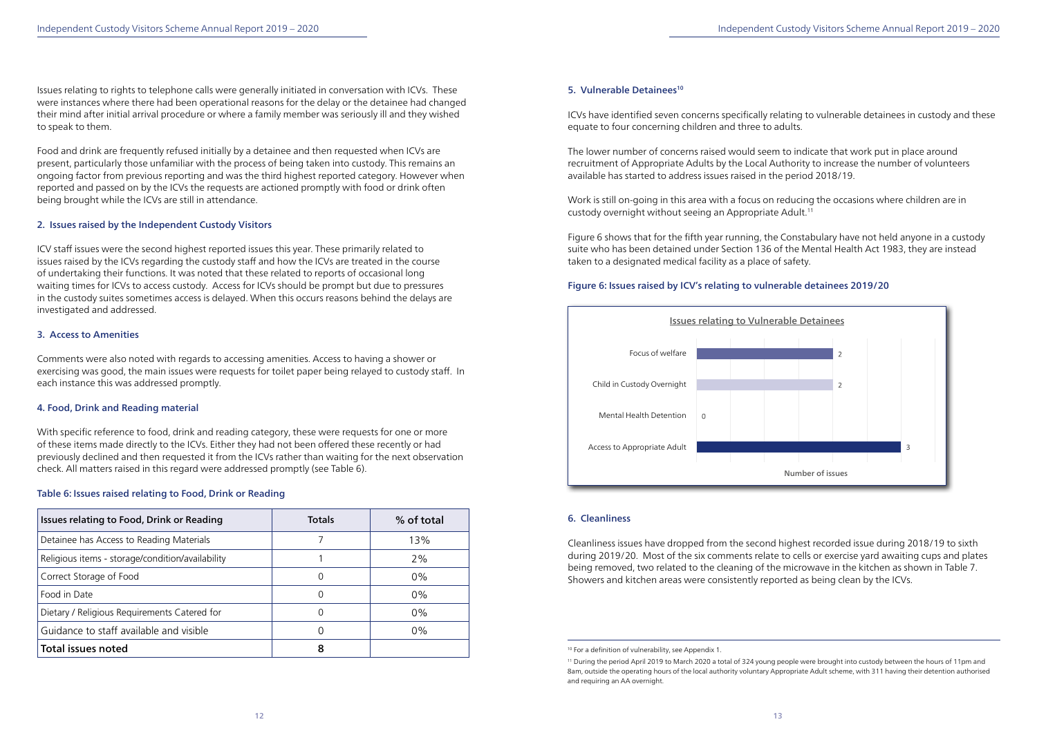Issues relating to rights to telephone calls were generally initiated in conversation with ICVs. These were instances where there had been operational reasons for the delay or the detainee had changed their mind after initial arrival procedure or where a family member was seriously ill and they wished to speak to them.

Food and drink are frequently refused initially by a detainee and then requested when ICVs are present, particularly those unfamiliar with the process of being taken into custody. This remains an ongoing factor from previous reporting and was the third highest reported category. However when reported and passed on by the ICVs the requests are actioned promptly with food or drink often being brought while the ICVs are still in attendance.

### 2. Issues raised by the Independent Custody Visitors

ICV staff issues were the second highest reported issues this year. These primarily related to issues raised by the ICVs regarding the custody staff and how the ICVs are treated in the course of undertaking their functions. It was noted that these related to reports of occasional long waiting times for ICVs to access custody. Access for ICVs should be prompt but due to pressures in the custody suites sometimes access is delayed. When this occurs reasons behind the delays are investigated and addressed.

### 3. Access to Amenities

Comments were also noted with regards to accessing amenities. Access to having a shower or exercising was good, the main issues were requests for toilet paper being relayed to custody staff. In each instance this was addressed promptly.

### 4. Food, Drink and Reading material

With specific reference to food, drink and reading category, these were requests for one or more of these items made directly to the ICVs. Either they had not been offered these recently or had previously declined and then requested it from the ICVs rather than waiting for the next observation check. All matters raised in this regard were addressed promptly (see Table 6).

**Table 6: Issues raised relating to Food, Drink or Reading**

| Issues relating to Food, Drink or Reading | Totals | % of total |
|---|---|---|
| Detainee has Access to Reading Materials | 7 | 13% |
| Religious items - storage/condition/availability | 1 | 2% |
| Correct Storage of Food | 0 | 0% |
| Food in Date | 0 | 0% |
| Dietary / Religious Requirements Catered for | 0 | 0% |
| Guidance to staff available and visible | 0 | 0% |
| **Total issues noted** | **8** | |

### 5. Vulnerable Detainees[10]

ICVs have identified seven concerns specifically relating to vulnerable detainees in custody and these equate to four concerning children and three to adults.

The lower number of concerns raised would seem to indicate that work put in place around recruitment of Appropriate Adults by the Local Authority to increase the number of volunteers available has started to address issues raised in the period 2018/19.

Work is still on-going in this area with a focus on reducing the occasions where children are in custody overnight without seeing an Appropriate Adult.[11]

Figure 6 shows that for the fifth year running, the Constabulary have not held anyone in a custody suite who has been detained under Section 136 of the Mental Health Act 1983, they are instead taken to a designated medical facility as a place of safety.

**Figure 6: Issues raised by ICV's relating to vulnerable detainees 2019/20**

Issues relating to Vulnerable Detainees

| Category | Number of issues |
|---|---|
| Focus of welfare | 2 |
| Child in Custody Overnight | 2 |
| Mental Health Detention | 0 |
| Access to Appropriate Adult | 3 |

### 6. Cleanliness

Cleanliness issues have dropped from the second highest recorded issue during 2018/19 to sixth during 2019/20. Most of the six comments relate to cells or exercise yard awaiting cups and plates being removed, two related to the cleaning of the microwave in the kitchen as shown in Table 7. Showers and kitchen areas were consistently reported as being clean by the ICVs.

---

[10] For a definition of vulnerability, see Appendix 1.

[11] During the period April 2019 to March 2020 a total of 324 young people were brought into custody between the hours of 11pm and 8am, outside the operating hours of the local authority voluntary Appropriate Adult scheme, with 311 having their detention authorised and requiring an AA overnight.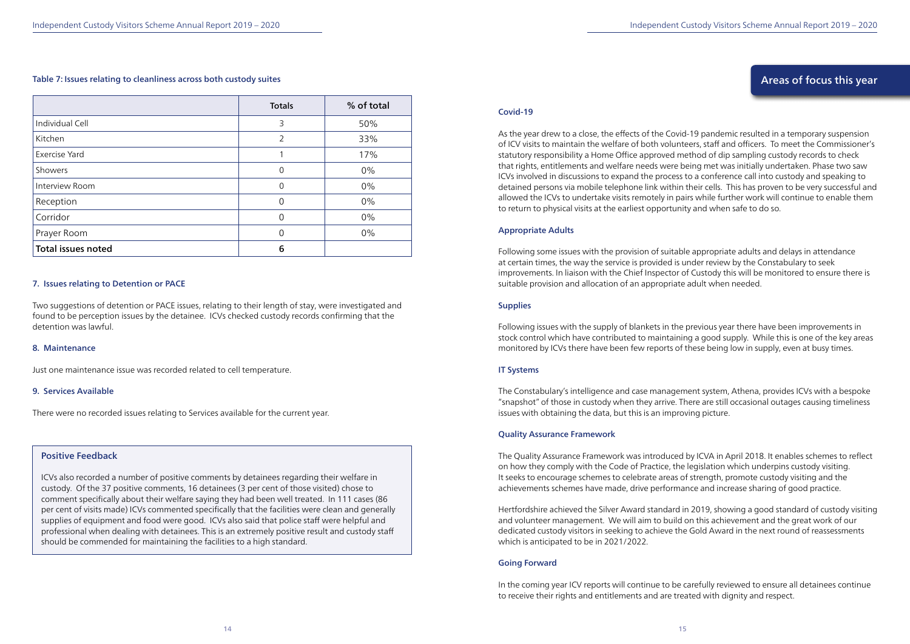**Table 7: Issues relating to cleanliness across both custody suites**

| | Totals | % of total |
|---|---|---|
| Individual Cell | 3 | 50% |
| Kitchen | 2 | 33% |
| Exercise Yard | 1 | 17% |
| Showers | 0 | 0% |
| Interview Room | 0 | 0% |
| Reception | 0 | 0% |
| Corridor | 0 | 0% |
| Prayer Room | 0 | 0% |
| **Total issues noted** | **6** | |

### 7. Issues relating to Detention or PACE

Two suggestions of detention or PACE issues, relating to their length of stay, were investigated and found to be perception issues by the detainee. ICVs checked custody records confirming that the detention was lawful.

### 8. Maintenance

Just one maintenance issue was recorded related to cell temperature.

### 9. Services Available

There were no recorded issues relating to Services available for the current year.

### Positive Feedback

ICVs also recorded a number of positive comments by detainees regarding their welfare in custody. Of the 37 positive comments, 16 detainees (3 per cent of those visited) chose to comment specifically about their welfare saying they had been well treated. In 111 cases (86 per cent of visits made) ICVs commented specifically that the facilities were clean and generally supplies of equipment and food were good. ICVs also said that police staff were helpful and professional when dealing with detainees. This is an extremely positive result and custody staff should be commended for maintaining the facilities to a high standard.

## Areas of focus this year

### Covid-19

As the year drew to a close, the effects of the Covid-19 pandemic resulted in a temporary suspension of ICV visits to maintain the welfare of both volunteers, staff and officers. To meet the Commissioner's statutory responsibility a Home Office approved method of dip sampling custody records to check that rights, entitlements and welfare needs were being met was initially undertaken. Phase two saw ICVs involved in discussions to expand the process to a conference call into custody and speaking to detained persons via mobile telephone link within their cells. This has proven to be very successful and allowed the ICVs to undertake visits remotely in pairs while further work will continue to enable them to return to physical visits at the earliest opportunity and when safe to do so.

### Appropriate Adults

Following some issues with the provision of suitable appropriate adults and delays in attendance at certain times, the way the service is provided is under review by the Constabulary to seek improvements. In liaison with the Chief Inspector of Custody this will be monitored to ensure there is suitable provision and allocation of an appropriate adult when needed.

### Supplies

Following issues with the supply of blankets in the previous year there have been improvements in stock control which have contributed to maintaining a good supply. While this is one of the key areas monitored by ICVs there have been few reports of these being low in supply, even at busy times.

### IT Systems

The Constabulary's intelligence and case management system, Athena, provides ICVs with a bespoke "snapshot" of those in custody when they arrive. There are still occasional outages causing timeliness issues with obtaining the data, but this is an improving picture.

### Quality Assurance Framework

The Quality Assurance Framework was introduced by ICVA in April 2018. It enables schemes to reflect on how they comply with the Code of Practice, the legislation which underpins custody visiting. It seeks to encourage schemes to celebrate areas of strength, promote custody visiting and the achievements schemes have made, drive performance and increase sharing of good practice.

Hertfordshire achieved the Silver Award standard in 2019, showing a good standard of custody visiting and volunteer management. We will aim to build on this achievement and the great work of our dedicated custody visitors in seeking to achieve the Gold Award in the next round of reassessments which is anticipated to be in 2021/2022.

### Going Forward

In the coming year ICV reports will continue to be carefully reviewed to ensure all detainees continue to receive their rights and entitlements and are treated with dignity and respect.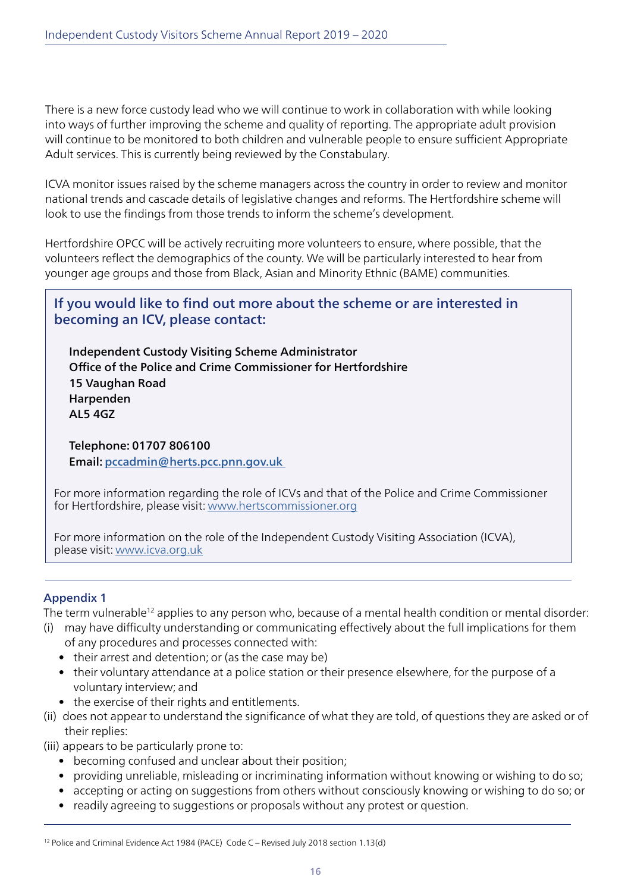There is a new force custody lead who we will continue to work in collaboration with while looking into ways of further improving the scheme and quality of reporting. The appropriate adult provision will continue to be monitored to both children and vulnerable people to ensure sufficient Appropriate Adult services. This is currently being reviewed by the Constabulary.

ICVA monitor issues raised by the scheme managers across the country in order to review and monitor national trends and cascade details of legislative changes and reforms. The Hertfordshire scheme will look to use the findings from those trends to inform the scheme's development.

Hertfordshire OPCC will be actively recruiting more volunteers to ensure, where possible, that the volunteers reflect the demographics of the county. We will be particularly interested to hear from younger age groups and those from Black, Asian and Minority Ethnic (BAME) communities.

### If you would like to find out more about the scheme or are interested in becoming an ICV, please contact:

**Independent Custody Visiting Scheme Administrator**
**Office of the Police and Crime Commissioner for Hertfordshire**
**15 Vaughan Road**
**Harpenden**
**AL5 4GZ**

**Telephone: 01707 806100**
**Email:** [pccadmin@herts.pcc.pnn.gov.uk](mailto:pccadmin@herts.pcc.pnn.gov.uk)

For more information regarding the role of ICVs and that of the Police and Crime Commissioner for Hertfordshire, please visit: [www.hertscommissioner.org](http://www.hertscommissioner.org)

For more information on the role of the Independent Custody Visiting Association (ICVA), please visit: [www.icva.org.uk](http://www.icva.org.uk)

---

### Appendix 1

The term vulnerable[12] applies to any person who, because of a mental health condition or mental disorder:

(i) may have difficulty understanding or communicating effectively about the full implications for them of any procedures and processes connected with:
- their arrest and detention; or (as the case may be)
- their voluntary attendance at a police station or their presence elsewhere, for the purpose of a voluntary interview; and
- the exercise of their rights and entitlements.

(ii) does not appear to understand the significance of what they are told, of questions they are asked or of their replies:

(iii) appears to be particularly prone to:
- becoming confused and unclear about their position;
- providing unreliable, misleading or incriminating information without knowing or wishing to do so;
- accepting or acting on suggestions from others without consciously knowing or wishing to do so; or
- readily agreeing to suggestions or proposals without any protest or question.

---

[12] Police and Criminal Evidence Act 1984 (PACE) Code C – Revised July 2018 section 1.13(d)